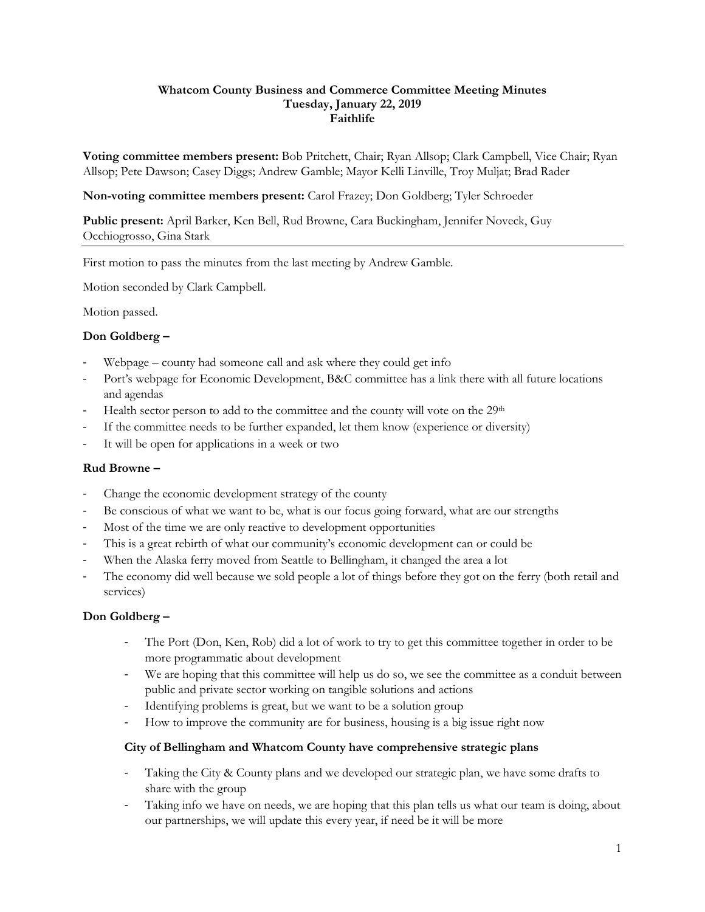**Whatcom County Business and Commerce Committee Meeting Minutes**
**Tuesday, January 22, 2019**
**Faithlife**

**Voting committee members present:** Bob Pritchett, Chair; Ryan Allsop; Clark Campbell, Vice Chair; Ryan Allsop; Pete Dawson; Casey Diggs; Andrew Gamble; Mayor Kelli Linville, Troy Muljat; Brad Rader

**Non-voting committee members present:** Carol Frazey; Don Goldberg; Tyler Schroeder

**Public present:** April Barker, Ken Bell, Rud Browne, Cara Buckingham, Jennifer Noveck, Guy Occhiogrosso, Gina Stark

---

First motion to pass the minutes from the last meeting by Andrew Gamble.

Motion seconded by Clark Campbell.

Motion passed.

**Don Goldberg –**

- Webpage – county had someone call and ask where they could get info
- Port's webpage for Economic Development, B&C committee has a link there with all future locations and agendas
- Health sector person to add to the committee and the county will vote on the 29th
- If the committee needs to be further expanded, let them know (experience or diversity)
- It will be open for applications in a week or two

**Rud Browne –**

- Change the economic development strategy of the county
- Be conscious of what we want to be, what is our focus going forward, what are our strengths
- Most of the time we are only reactive to development opportunities
- This is a great rebirth of what our community's economic development can or could be
- When the Alaska ferry moved from Seattle to Bellingham, it changed the area a lot
- The economy did well because we sold people a lot of things before they got on the ferry (both retail and services)

**Don Goldberg –**

- The Port (Don, Ken, Rob) did a lot of work to try to get this committee together in order to be more programmatic about development
- We are hoping that this committee will help us do so, we see the committee as a conduit between public and private sector working on tangible solutions and actions
- Identifying problems is great, but we want to be a solution group
- How to improve the community are for business, housing is a big issue right now

**City of Bellingham and Whatcom County have comprehensive strategic plans**

- Taking the City & County plans and we developed our strategic plan, we have some drafts to share with the group
- Taking info we have on needs, we are hoping that this plan tells us what our team is doing, about our partnerships, we will update this every year, if need be it will be more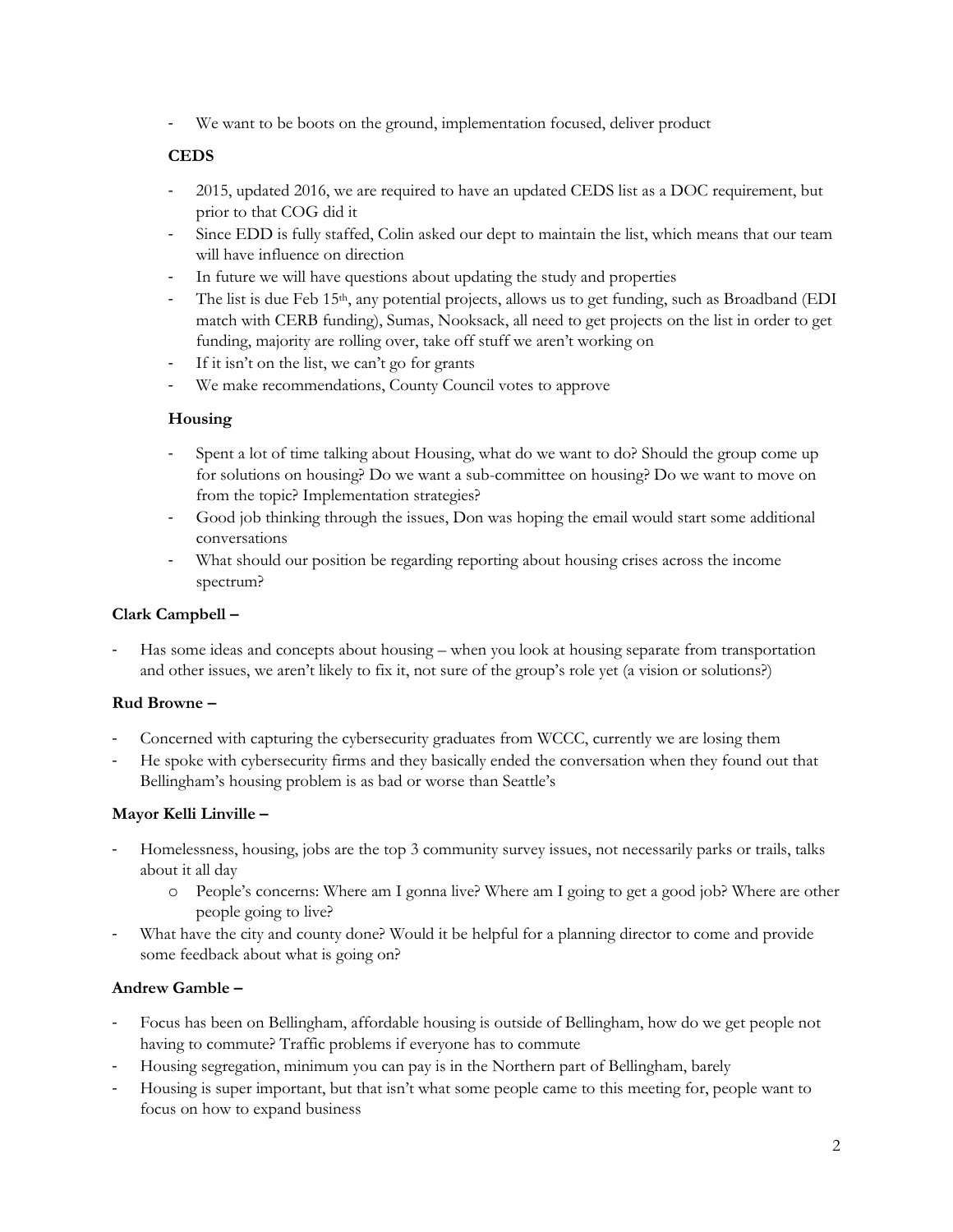- We want to be boots on the ground, implementation focused, deliver product

**CEDS**

- 2015, updated 2016, we are required to have an updated CEDS list as a DOC requirement, but prior to that COG did it
- Since EDD is fully staffed, Colin asked our dept to maintain the list, which means that our team will have influence on direction
- In future we will have questions about updating the study and properties
- The list is due Feb 15th, any potential projects, allows us to get funding, such as Broadband (EDI match with CERB funding), Sumas, Nooksack, all need to get projects on the list in order to get funding, majority are rolling over, take off stuff we aren't working on
- If it isn't on the list, we can't go for grants
- We make recommendations, County Council votes to approve

**Housing**

- Spent a lot of time talking about Housing, what do we want to do? Should the group come up for solutions on housing? Do we want a sub-committee on housing? Do we want to move on from the topic? Implementation strategies?
- Good job thinking through the issues, Don was hoping the email would start some additional conversations
- What should our position be regarding reporting about housing crises across the income spectrum?

**Clark Campbell –**

- Has some ideas and concepts about housing – when you look at housing separate from transportation and other issues, we aren't likely to fix it, not sure of the group's role yet (a vision or solutions?)

**Rud Browne –**

- Concerned with capturing the cybersecurity graduates from WCCC, currently we are losing them
- He spoke with cybersecurity firms and they basically ended the conversation when they found out that Bellingham's housing problem is as bad or worse than Seattle's

**Mayor Kelli Linville –**

- Homelessness, housing, jobs are the top 3 community survey issues, not necessarily parks or trails, talks about it all day
  - People's concerns: Where am I gonna live? Where am I going to get a good job? Where are other people going to live?
- What have the city and county done? Would it be helpful for a planning director to come and provide some feedback about what is going on?

**Andrew Gamble –**

- Focus has been on Bellingham, affordable housing is outside of Bellingham, how do we get people not having to commute? Traffic problems if everyone has to commute
- Housing segregation, minimum you can pay is in the Northern part of Bellingham, barely
- Housing is super important, but that isn't what some people came to this meeting for, people want to focus on how to expand business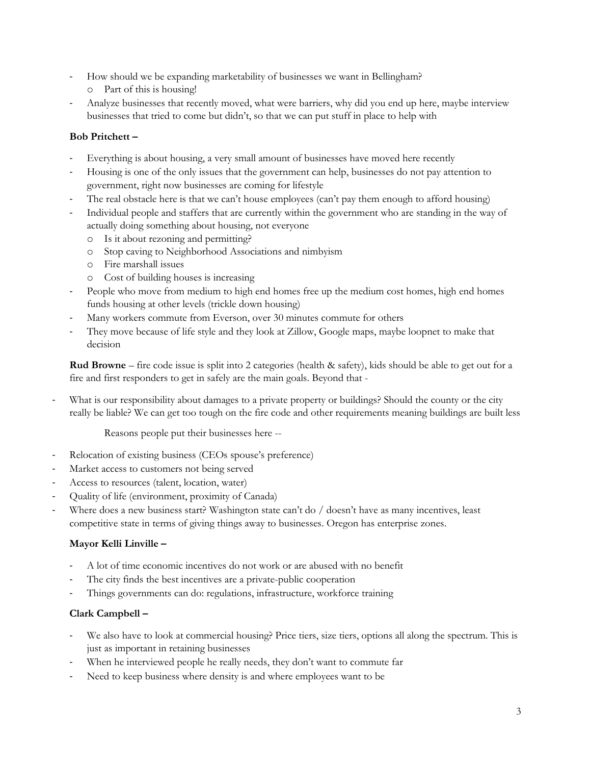- How should we be expanding marketability of businesses we want in Bellingham?
  - Part of this is housing!
- Analyze businesses that recently moved, what were barriers, why did you end up here, maybe interview businesses that tried to come but didn't, so that we can put stuff in place to help with

**Bob Pritchett –**

- Everything is about housing, a very small amount of businesses have moved here recently
- Housing is one of the only issues that the government can help, businesses do not pay attention to government, right now businesses are coming for lifestyle
- The real obstacle here is that we can't house employees (can't pay them enough to afford housing)
- Individual people and staffers that are currently within the government who are standing in the way of actually doing something about housing, not everyone
  - Is it about rezoning and permitting?
  - Stop caving to Neighborhood Associations and nimbyism
  - Fire marshall issues
  - Cost of building houses is increasing
- People who move from medium to high end homes free up the medium cost homes, high end homes funds housing at other levels (trickle down housing)
- Many workers commute from Everson, over 30 minutes commute for others
- They move because of life style and they look at Zillow, Google maps, maybe loopnet to make that decision

**Rud Browne** – fire code issue is split into 2 categories (health & safety), kids should be able to get out for a fire and first responders to get in safely are the main goals. Beyond that -

- What is our responsibility about damages to a private property or buildings? Should the county or the city really be liable? We can get too tough on the fire code and other requirements meaning buildings are built less

Reasons people put their businesses here --

- Relocation of existing business (CEOs spouse's preference)
- Market access to customers not being served
- Access to resources (talent, location, water)
- Quality of life (environment, proximity of Canada)
- Where does a new business start? Washington state can't do / doesn't have as many incentives, least competitive state in terms of giving things away to businesses. Oregon has enterprise zones.

**Mayor Kelli Linville –**

- A lot of time economic incentives do not work or are abused with no benefit
- The city finds the best incentives are a private-public cooperation
- Things governments can do: regulations, infrastructure, workforce training

**Clark Campbell –**

- We also have to look at commercial housing? Price tiers, size tiers, options all along the spectrum. This is just as important in retaining businesses
- When he interviewed people he really needs, they don't want to commute far
- Need to keep business where density is and where employees want to be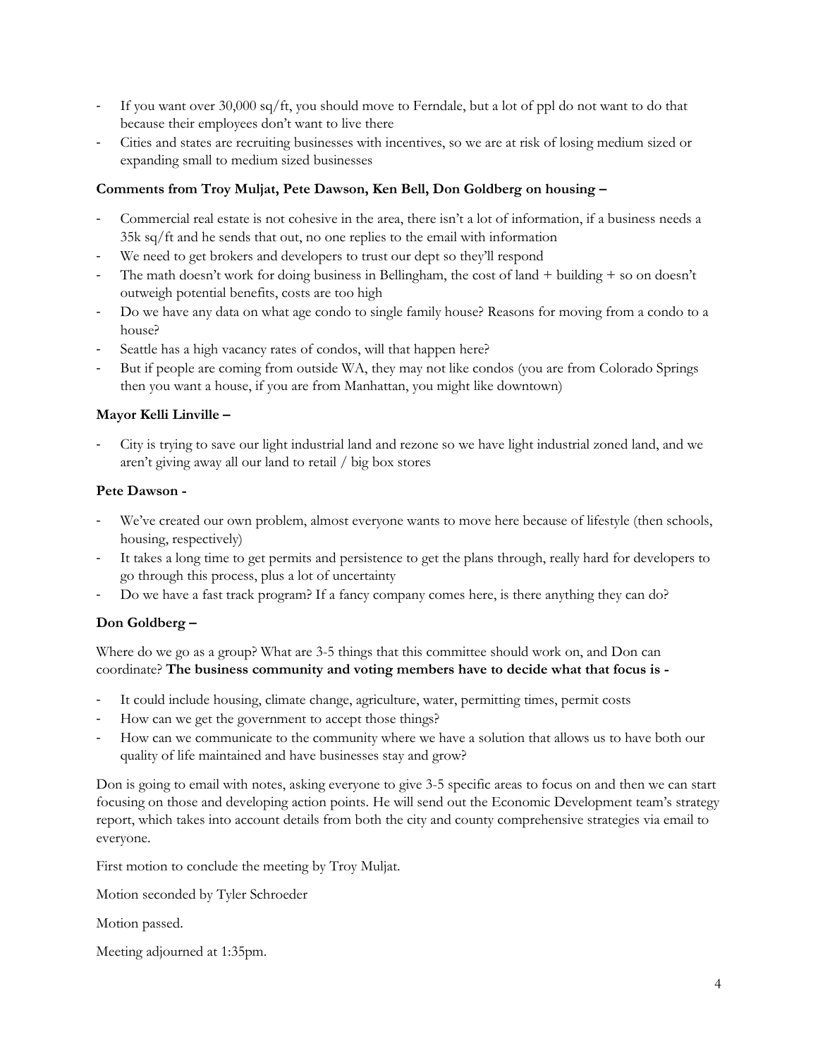- If you want over 30,000 sq/ft, you should move to Ferndale, but a lot of ppl do not want to do that because their employees don't want to live there
- Cities and states are recruiting businesses with incentives, so we are at risk of losing medium sized or expanding small to medium sized businesses

**Comments from Troy Muljat, Pete Dawson, Ken Bell, Don Goldberg on housing –**

- Commercial real estate is not cohesive in the area, there isn't a lot of information, if a business needs a 35k sq/ft and he sends that out, no one replies to the email with information
- We need to get brokers and developers to trust our dept so they'll respond
- The math doesn't work for doing business in Bellingham, the cost of land + building + so on doesn't outweigh potential benefits, costs are too high
- Do we have any data on what age condo to single family house? Reasons for moving from a condo to a house?
- Seattle has a high vacancy rates of condos, will that happen here?
- But if people are coming from outside WA, they may not like condos (you are from Colorado Springs then you want a house, if you are from Manhattan, you might like downtown)

**Mayor Kelli Linville –**

- City is trying to save our light industrial land and rezone so we have light industrial zoned land, and we aren't giving away all our land to retail / big box stores

**Pete Dawson -**

- We've created our own problem, almost everyone wants to move here because of lifestyle (then schools, housing, respectively)
- It takes a long time to get permits and persistence to get the plans through, really hard for developers to go through this process, plus a lot of uncertainty
- Do we have a fast track program? If a fancy company comes here, is there anything they can do?

**Don Goldberg –**

Where do we go as a group? What are 3-5 things that this committee should work on, and Don can coordinate? **The business community and voting members have to decide what that focus is -**

- It could include housing, climate change, agriculture, water, permitting times, permit costs
- How can we get the government to accept those things?
- How can we communicate to the community where we have a solution that allows us to have both our quality of life maintained and have businesses stay and grow?

Don is going to email with notes, asking everyone to give 3-5 specific areas to focus on and then we can start focusing on those and developing action points. He will send out the Economic Development team's strategy report, which takes into account details from both the city and county comprehensive strategies via email to everyone.

First motion to conclude the meeting by Troy Muljat.

Motion seconded by Tyler Schroeder

Motion passed.

Meeting adjourned at 1:35pm.